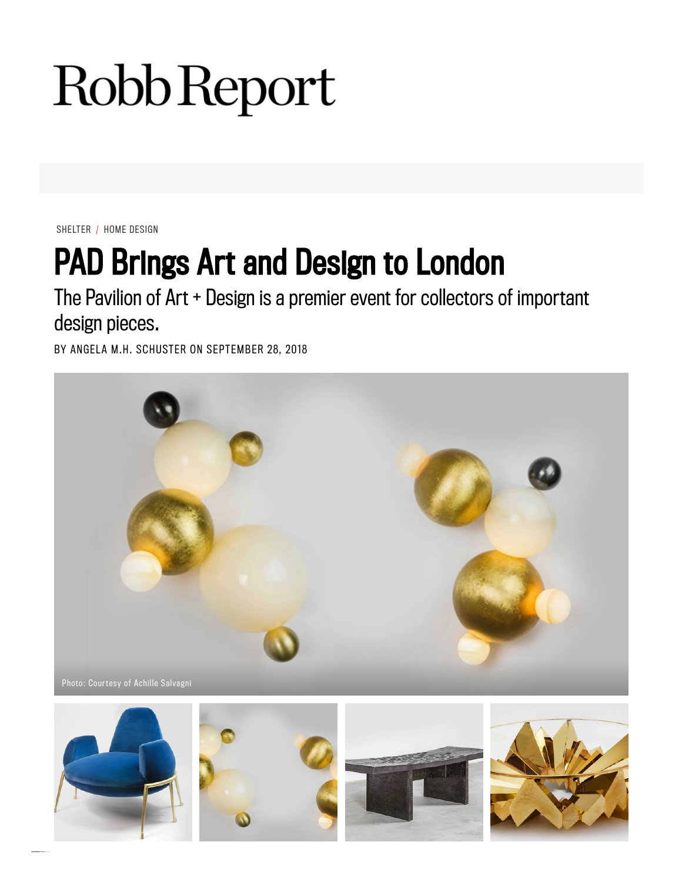# Robb Report

SHELTER / HOME DESIGN

# PAD Brings Art and Design to London

## The Pavilion of Art + Design is a premier event for collectors of important design pieces.

BY ANGELA M.H. SCHUSTER ON SEPTEMBER 28, 2018

Photo: Courtesy of Achille Salvagni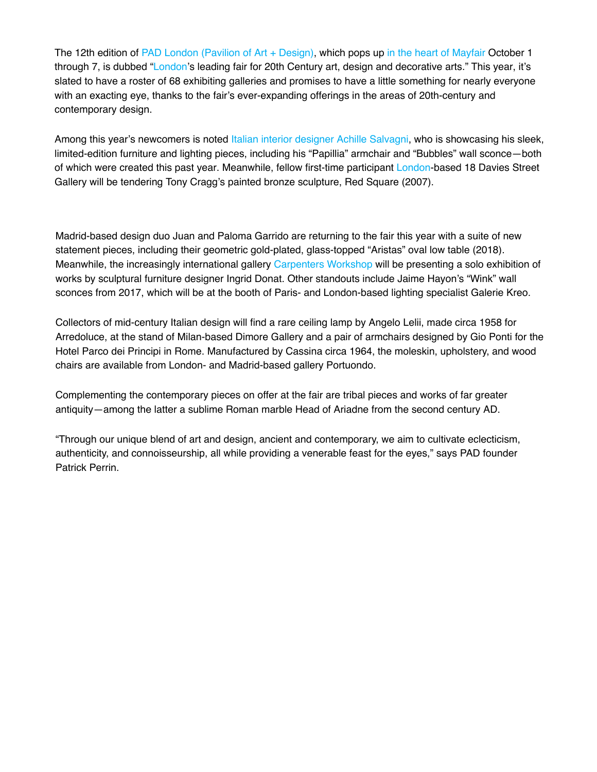The 12th edition of PAD London (Pavilion of Art + Design), which pops up in the heart of Mayfair October 1 through 7, is dubbed "London's leading fair for 20th Century art, design and decorative arts." This year, it's slated to have a roster of 68 exhibiting galleries and promises to have a little something for nearly everyone with an exacting eye, thanks to the fair's ever-expanding offerings in the areas of 20th-century and contemporary design.

Among this year's newcomers is noted Italian interior designer Achille Salvagni, who is showcasing his sleek, limited-edition furniture and lighting pieces, including his "Papillia" armchair and "Bubbles" wall sconce—both of which were created this past year. Meanwhile, fellow first-time participant London-based 18 Davies Street Gallery will be tendering Tony Cragg's painted bronze sculpture, Red Square (2007).

Madrid-based design duo Juan and Paloma Garrido are returning to the fair this year with a suite of new statement pieces, including their geometric gold-plated, glass-topped "Aristas" oval low table (2018). Meanwhile, the increasingly international gallery Carpenters Workshop will be presenting a solo exhibition of works by sculptural furniture designer Ingrid Donat. Other standouts include Jaime Hayon's "Wink" wall sconces from 2017, which will be at the booth of Paris- and London-based lighting specialist Galerie Kreo.

Collectors of mid-century Italian design will find a rare ceiling lamp by Angelo Lelii, made circa 1958 for Arredoluce, at the stand of Milan-based Dimore Gallery and a pair of armchairs designed by Gio Ponti for the Hotel Parco dei Principi in Rome. Manufactured by Cassina circa 1964, the moleskin, upholstery, and wood chairs are available from London- and Madrid-based gallery Portuondo.

Complementing the contemporary pieces on offer at the fair are tribal pieces and works of far greater antiquity—among the latter a sublime Roman marble Head of Ariadne from the second century AD.

"Through our unique blend of art and design, ancient and contemporary, we aim to cultivate eclecticism, authenticity, and connoisseurship, all while providing a venerable feast for the eyes," says PAD founder Patrick Perrin.